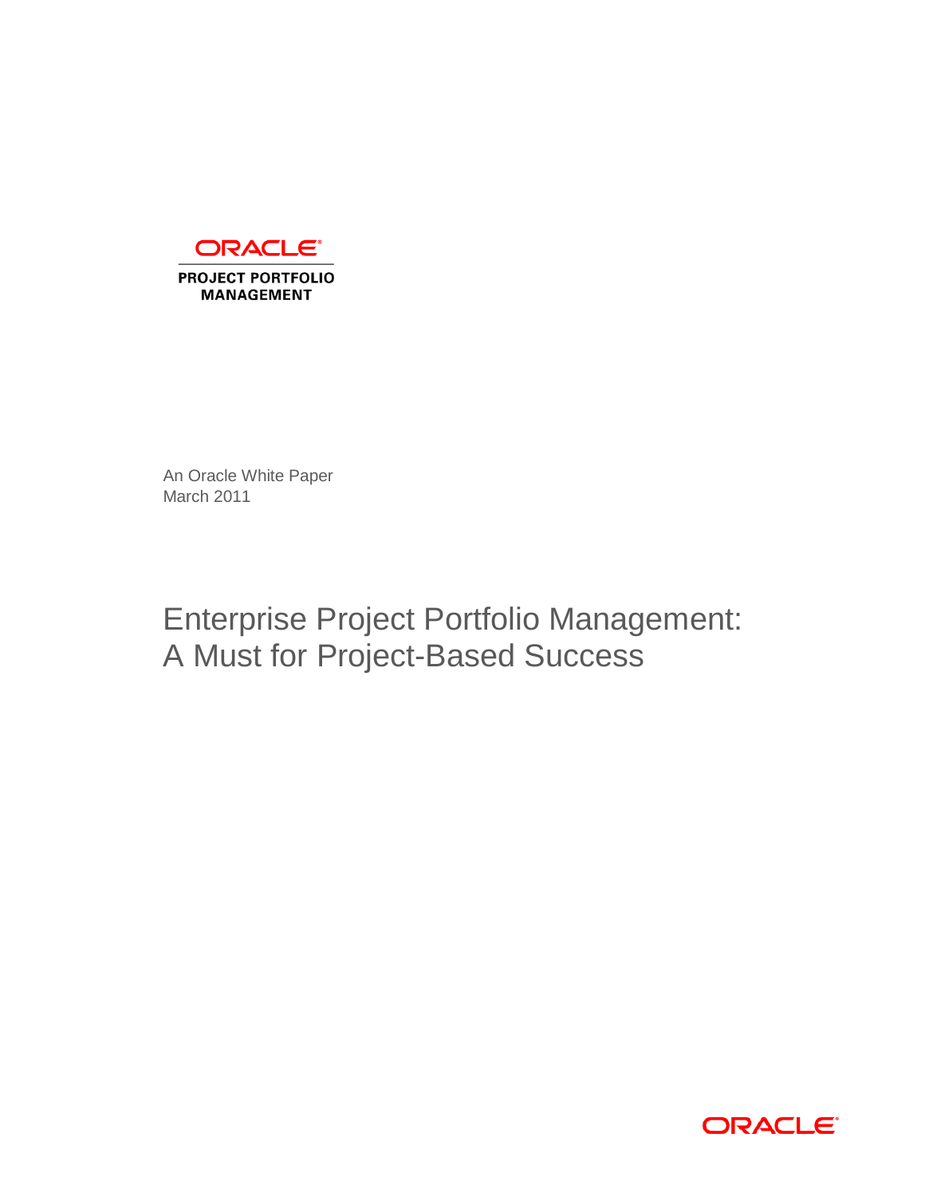ORACLE

PROJECT PORTFOLIO MANAGEMENT

An Oracle White Paper
March 2011

# Enterprise Project Portfolio Management: A Must for Project-Based Success

ORACLE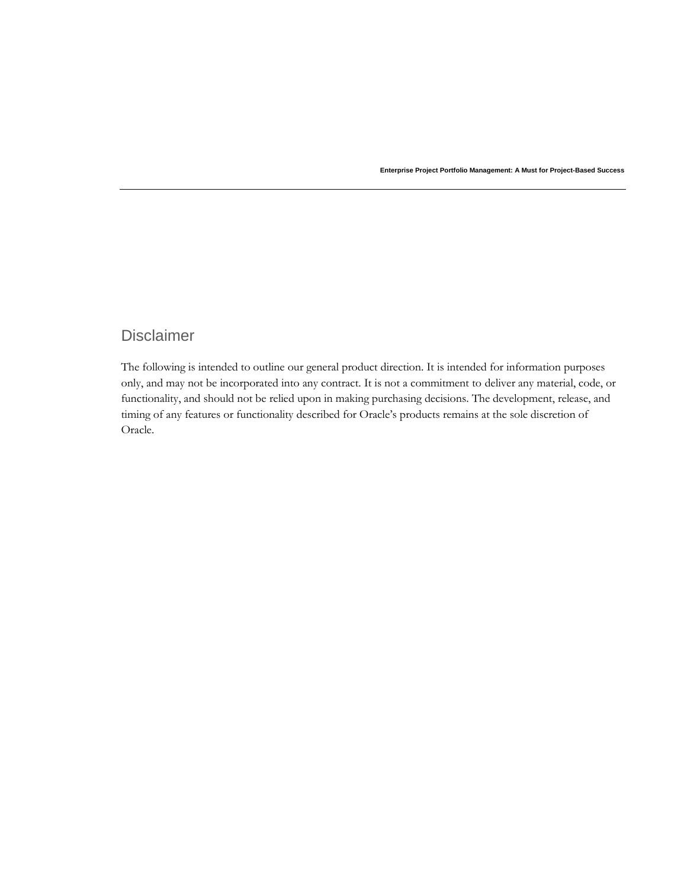## Disclaimer

The following is intended to outline our general product direction. It is intended for information purposes only, and may not be incorporated into any contract. It is not a commitment to deliver any material, code, or functionality, and should not be relied upon in making purchasing decisions. The development, release, and timing of any features or functionality described for Oracle's products remains at the sole discretion of Oracle.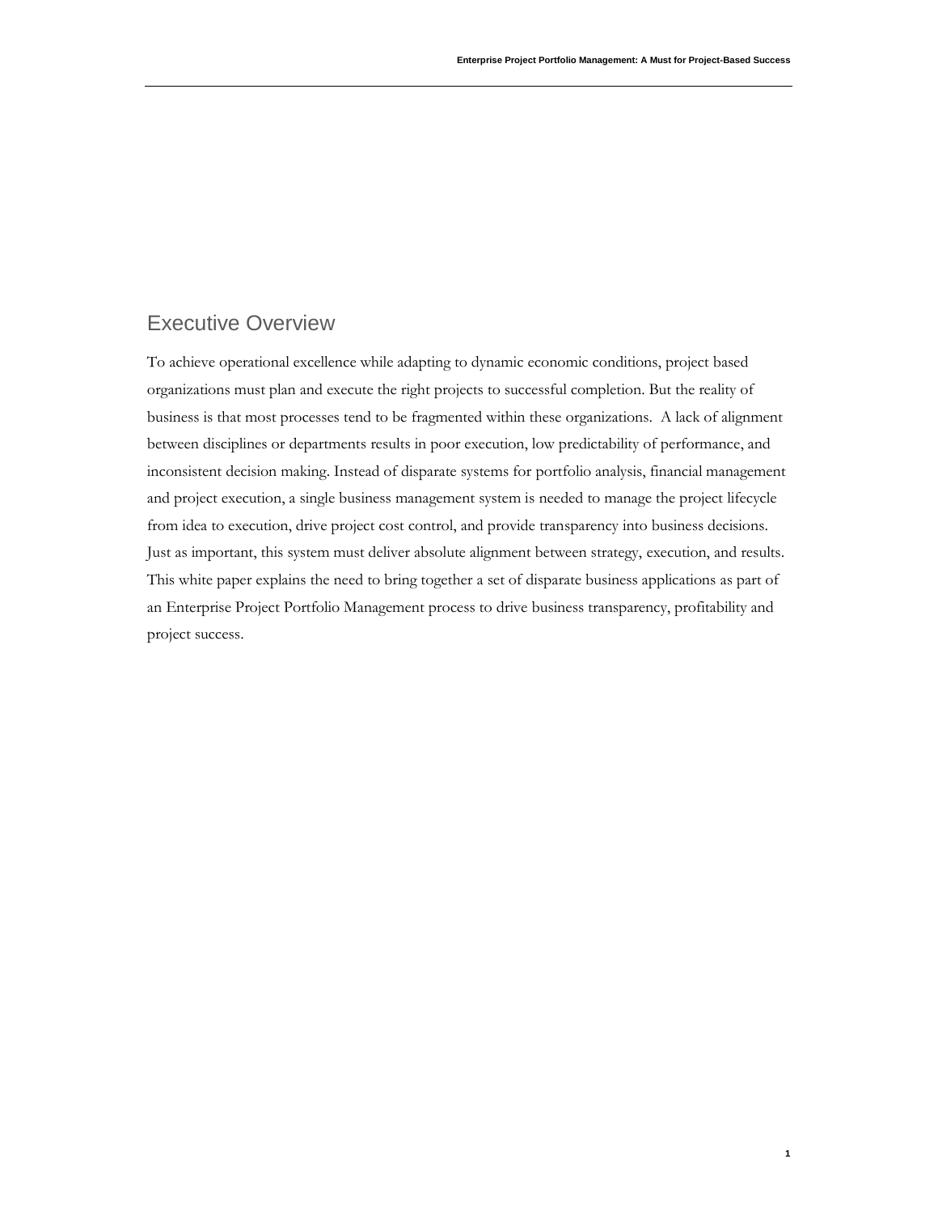## Executive Overview

To achieve operational excellence while adapting to dynamic economic conditions, project based organizations must plan and execute the right projects to successful completion. But the reality of business is that most processes tend to be fragmented within these organizations. A lack of alignment between disciplines or departments results in poor execution, low predictability of performance, and inconsistent decision making. Instead of disparate systems for portfolio analysis, financial management and project execution, a single business management system is needed to manage the project lifecycle from idea to execution, drive project cost control, and provide transparency into business decisions. Just as important, this system must deliver absolute alignment between strategy, execution, and results. This white paper explains the need to bring together a set of disparate business applications as part of an Enterprise Project Portfolio Management process to drive business transparency, profitability and project success.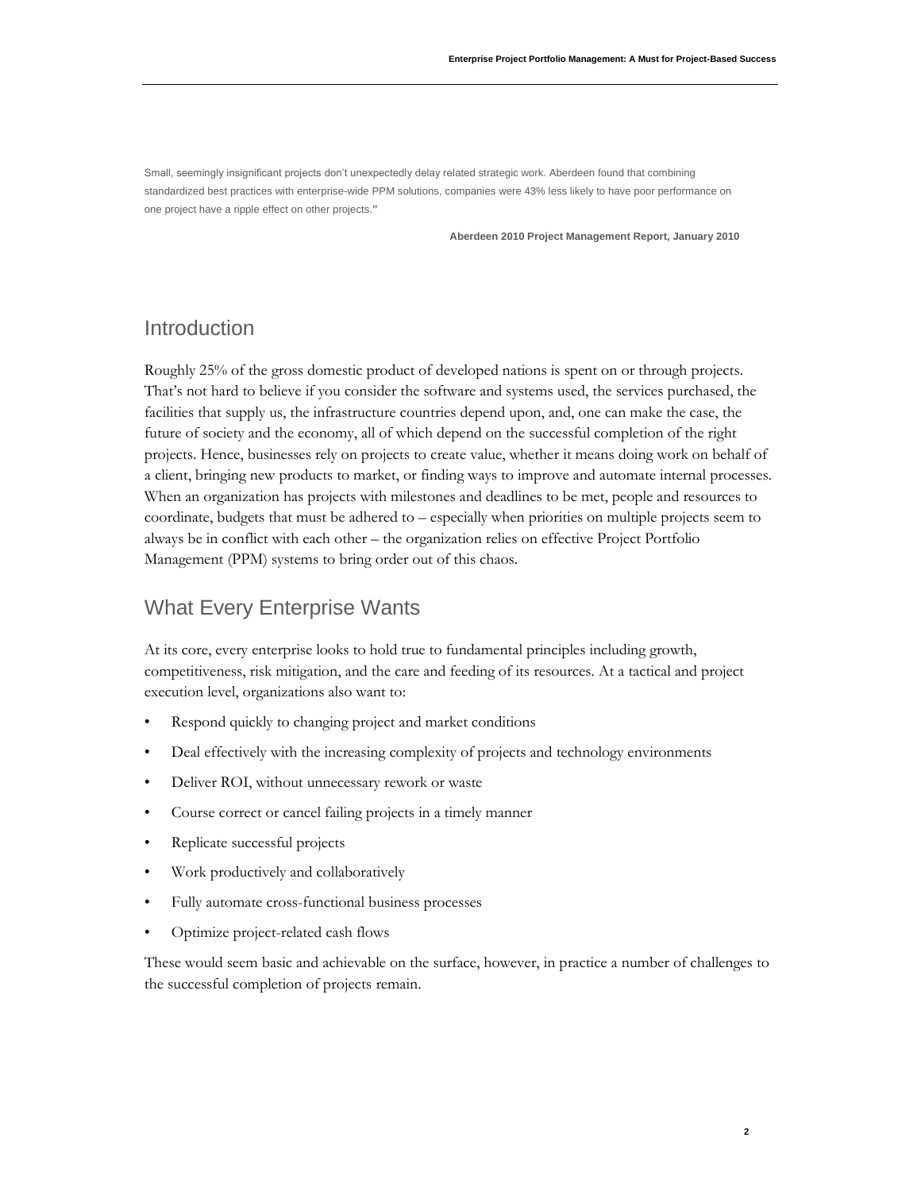Small, seemingly insignificant projects don't unexpectedly delay related strategic work. Aberdeen found that combining standardized best practices with enterprise-wide PPM solutions, companies were 43% less likely to have poor performance on one project have a ripple effect on other projects."

**Aberdeen 2010 Project Management Report, January 2010**

## Introduction

Roughly 25% of the gross domestic product of developed nations is spent on or through projects. That's not hard to believe if you consider the software and systems used, the services purchased, the facilities that supply us, the infrastructure countries depend upon, and, one can make the case, the future of society and the economy, all of which depend on the successful completion of the right projects. Hence, businesses rely on projects to create value, whether it means doing work on behalf of a client, bringing new products to market, or finding ways to improve and automate internal processes. When an organization has projects with milestones and deadlines to be met, people and resources to coordinate, budgets that must be adhered to – especially when priorities on multiple projects seem to always be in conflict with each other – the organization relies on effective Project Portfolio Management (PPM) systems to bring order out of this chaos.

## What Every Enterprise Wants

At its core, every enterprise looks to hold true to fundamental principles including growth, competitiveness, risk mitigation, and the care and feeding of its resources. At a tactical and project execution level, organizations also want to:

- Respond quickly to changing project and market conditions
- Deal effectively with the increasing complexity of projects and technology environments
- Deliver ROI, without unnecessary rework or waste
- Course correct or cancel failing projects in a timely manner
- Replicate successful projects
- Work productively and collaboratively
- Fully automate cross-functional business processes
- Optimize project-related cash flows

These would seem basic and achievable on the surface, however, in practice a number of challenges to the successful completion of projects remain.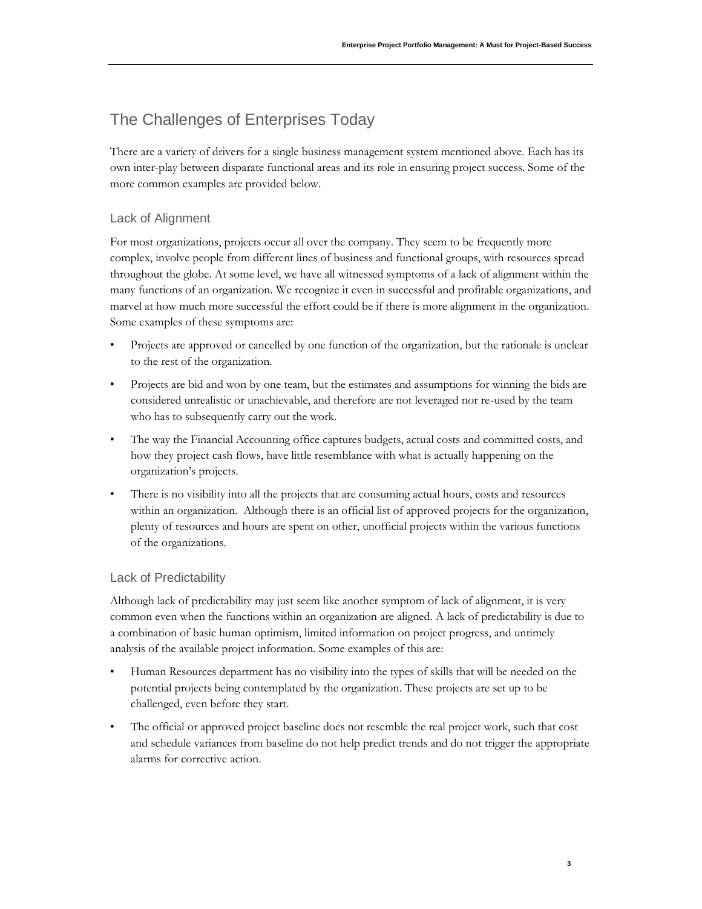## The Challenges of Enterprises Today

There are a variety of drivers for a single business management system mentioned above. Each has its own inter-play between disparate functional areas and its role in ensuring project success. Some of the more common examples are provided below.

### Lack of Alignment

For most organizations, projects occur all over the company. They seem to be frequently more complex, involve people from different lines of business and functional groups, with resources spread throughout the globe. At some level, we have all witnessed symptoms of a lack of alignment within the many functions of an organization. We recognize it even in successful and profitable organizations, and marvel at how much more successful the effort could be if there is more alignment in the organization. Some examples of these symptoms are:

- Projects are approved or cancelled by one function of the organization, but the rationale is unclear to the rest of the organization.
- Projects are bid and won by one team, but the estimates and assumptions for winning the bids are considered unrealistic or unachievable, and therefore are not leveraged nor re-used by the team who has to subsequently carry out the work.
- The way the Financial Accounting office captures budgets, actual costs and committed costs, and how they project cash flows, have little resemblance with what is actually happening on the organization's projects.
- There is no visibility into all the projects that are consuming actual hours, costs and resources within an organization. Although there is an official list of approved projects for the organization, plenty of resources and hours are spent on other, unofficial projects within the various functions of the organizations.

### Lack of Predictability

Although lack of predictability may just seem like another symptom of lack of alignment, it is very common even when the functions within an organization are aligned. A lack of predictability is due to a combination of basic human optimism, limited information on project progress, and untimely analysis of the available project information. Some examples of this are:

- Human Resources department has no visibility into the types of skills that will be needed on the potential projects being contemplated by the organization. These projects are set up to be challenged, even before they start.
- The official or approved project baseline does not resemble the real project work, such that cost and schedule variances from baseline do not help predict trends and do not trigger the appropriate alarms for corrective action.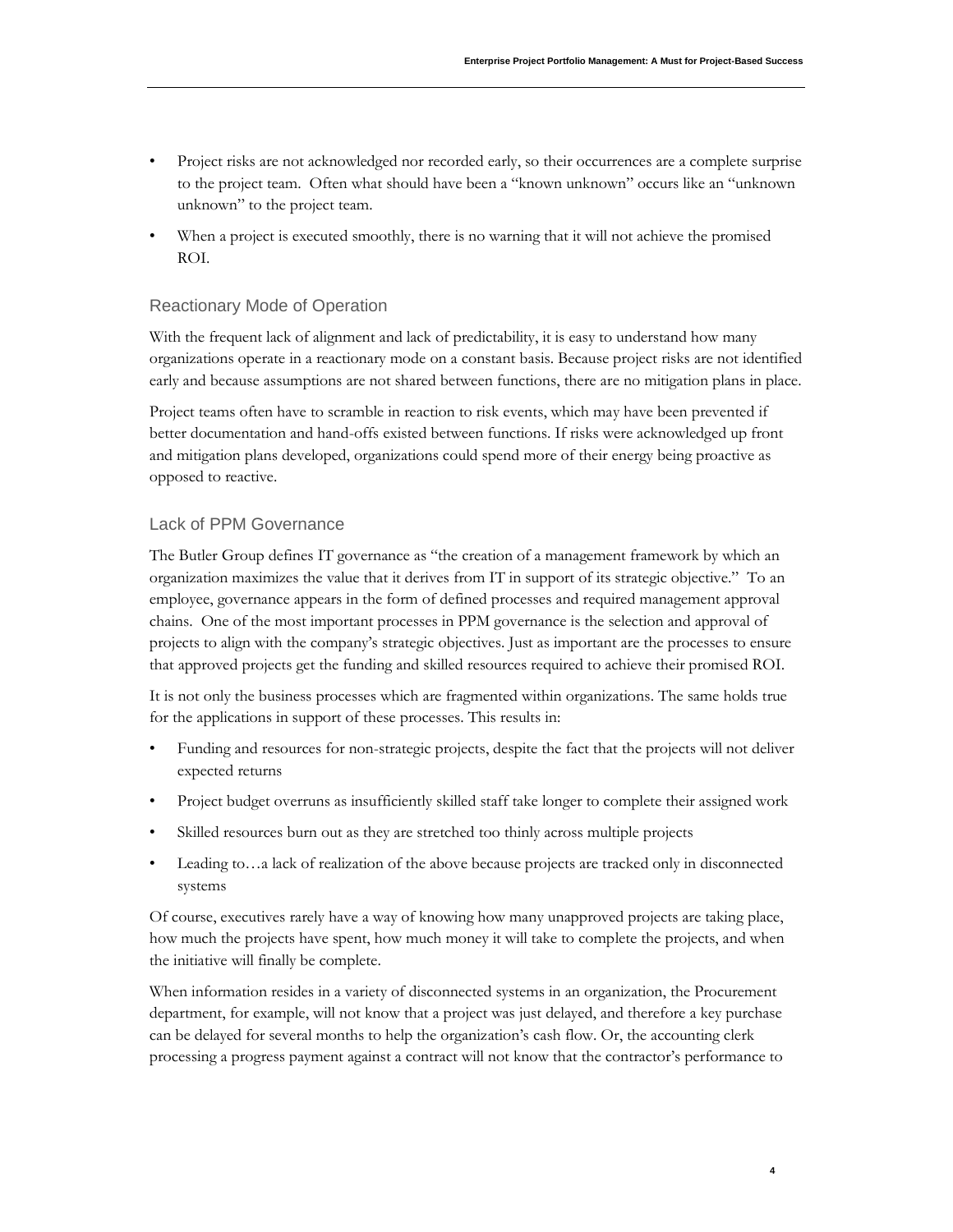- Project risks are not acknowledged nor recorded early, so their occurrences are a complete surprise to the project team. Often what should have been a "known unknown" occurs like an "unknown unknown" to the project team.
- When a project is executed smoothly, there is no warning that it will not achieve the promised ROI.

## Reactionary Mode of Operation

With the frequent lack of alignment and lack of predictability, it is easy to understand how many organizations operate in a reactionary mode on a constant basis. Because project risks are not identified early and because assumptions are not shared between functions, there are no mitigation plans in place.

Project teams often have to scramble in reaction to risk events, which may have been prevented if better documentation and hand-offs existed between functions. If risks were acknowledged up front and mitigation plans developed, organizations could spend more of their energy being proactive as opposed to reactive.

## Lack of PPM Governance

The Butler Group defines IT governance as "the creation of a management framework by which an organization maximizes the value that it derives from IT in support of its strategic objective." To an employee, governance appears in the form of defined processes and required management approval chains. One of the most important processes in PPM governance is the selection and approval of projects to align with the company's strategic objectives. Just as important are the processes to ensure that approved projects get the funding and skilled resources required to achieve their promised ROI.

It is not only the business processes which are fragmented within organizations. The same holds true for the applications in support of these processes. This results in:

- Funding and resources for non-strategic projects, despite the fact that the projects will not deliver expected returns
- Project budget overruns as insufficiently skilled staff take longer to complete their assigned work
- Skilled resources burn out as they are stretched too thinly across multiple projects
- Leading to…a lack of realization of the above because projects are tracked only in disconnected systems

Of course, executives rarely have a way of knowing how many unapproved projects are taking place, how much the projects have spent, how much money it will take to complete the projects, and when the initiative will finally be complete.

When information resides in a variety of disconnected systems in an organization, the Procurement department, for example, will not know that a project was just delayed, and therefore a key purchase can be delayed for several months to help the organization's cash flow. Or, the accounting clerk processing a progress payment against a contract will not know that the contractor's performance to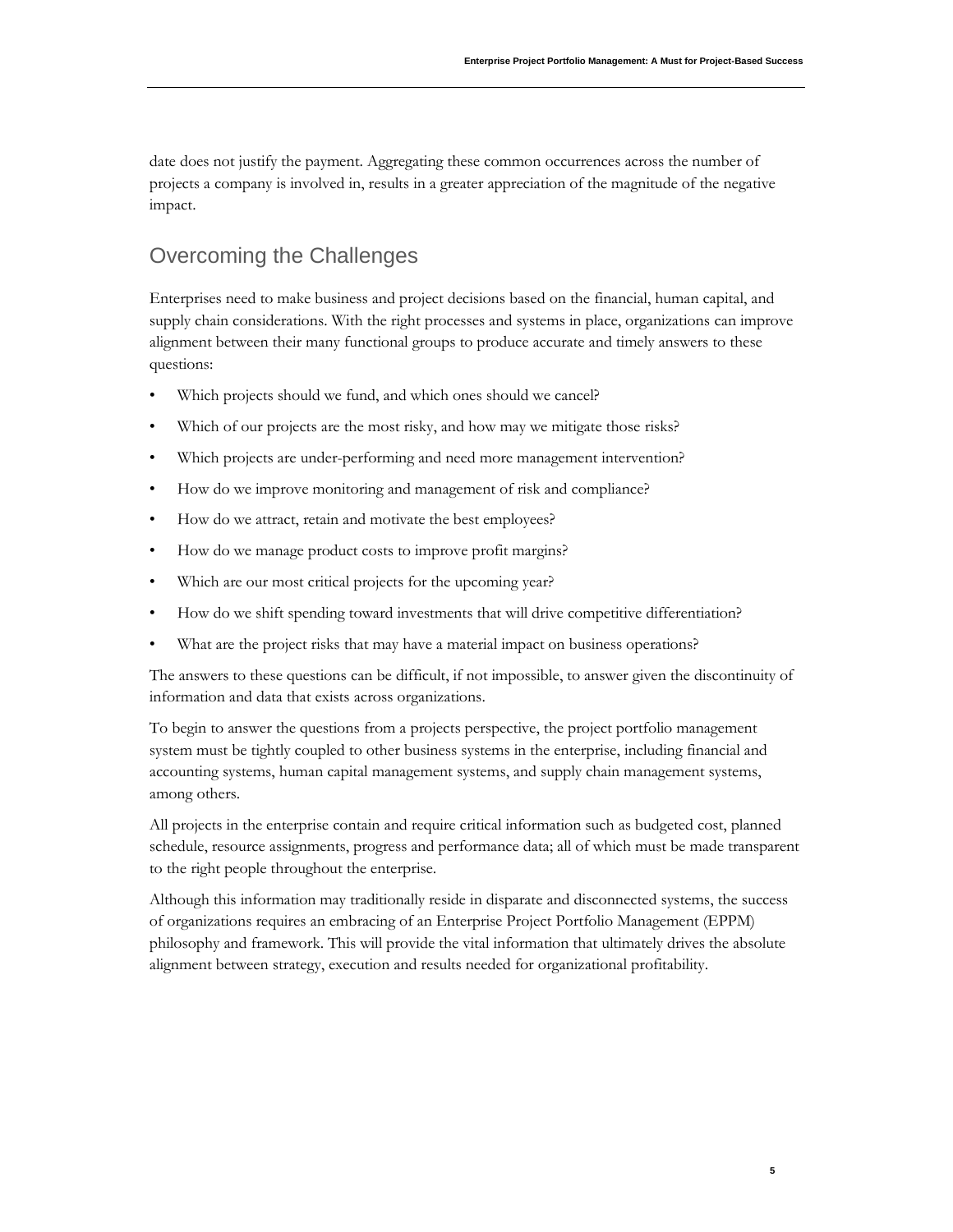date does not justify the payment. Aggregating these common occurrences across the number of projects a company is involved in, results in a greater appreciation of the magnitude of the negative impact.

## Overcoming the Challenges

Enterprises need to make business and project decisions based on the financial, human capital, and supply chain considerations. With the right processes and systems in place, organizations can improve alignment between their many functional groups to produce accurate and timely answers to these questions:

- Which projects should we fund, and which ones should we cancel?
- Which of our projects are the most risky, and how may we mitigate those risks?
- Which projects are under-performing and need more management intervention?
- How do we improve monitoring and management of risk and compliance?
- How do we attract, retain and motivate the best employees?
- How do we manage product costs to improve profit margins?
- Which are our most critical projects for the upcoming year?
- How do we shift spending toward investments that will drive competitive differentiation?
- What are the project risks that may have a material impact on business operations?

The answers to these questions can be difficult, if not impossible, to answer given the discontinuity of information and data that exists across organizations.

To begin to answer the questions from a projects perspective, the project portfolio management system must be tightly coupled to other business systems in the enterprise, including financial and accounting systems, human capital management systems, and supply chain management systems, among others.

All projects in the enterprise contain and require critical information such as budgeted cost, planned schedule, resource assignments, progress and performance data; all of which must be made transparent to the right people throughout the enterprise.

Although this information may traditionally reside in disparate and disconnected systems, the success of organizations requires an embracing of an Enterprise Project Portfolio Management (EPPM) philosophy and framework. This will provide the vital information that ultimately drives the absolute alignment between strategy, execution and results needed for organizational profitability.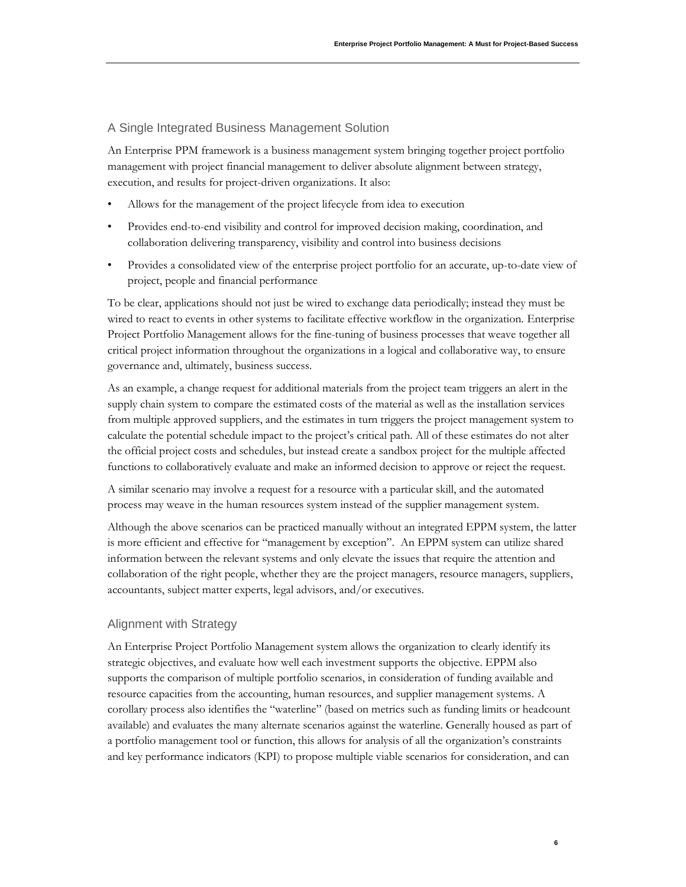## A Single Integrated Business Management Solution

An Enterprise PPM framework is a business management system bringing together project portfolio management with project financial management to deliver absolute alignment between strategy, execution, and results for project-driven organizations. It also:

- Allows for the management of the project lifecycle from idea to execution
- Provides end-to-end visibility and control for improved decision making, coordination, and collaboration delivering transparency, visibility and control into business decisions
- Provides a consolidated view of the enterprise project portfolio for an accurate, up-to-date view of project, people and financial performance

To be clear, applications should not just be wired to exchange data periodically; instead they must be wired to react to events in other systems to facilitate effective workflow in the organization. Enterprise Project Portfolio Management allows for the fine-tuning of business processes that weave together all critical project information throughout the organizations in a logical and collaborative way, to ensure governance and, ultimately, business success.

As an example, a change request for additional materials from the project team triggers an alert in the supply chain system to compare the estimated costs of the material as well as the installation services from multiple approved suppliers, and the estimates in turn triggers the project management system to calculate the potential schedule impact to the project's critical path. All of these estimates do not alter the official project costs and schedules, but instead create a sandbox project for the multiple affected functions to collaboratively evaluate and make an informed decision to approve or reject the request.

A similar scenario may involve a request for a resource with a particular skill, and the automated process may weave in the human resources system instead of the supplier management system.

Although the above scenarios can be practiced manually without an integrated EPPM system, the latter is more efficient and effective for "management by exception". An EPPM system can utilize shared information between the relevant systems and only elevate the issues that require the attention and collaboration of the right people, whether they are the project managers, resource managers, suppliers, accountants, subject matter experts, legal advisors, and/or executives.

## Alignment with Strategy

An Enterprise Project Portfolio Management system allows the organization to clearly identify its strategic objectives, and evaluate how well each investment supports the objective. EPPM also supports the comparison of multiple portfolio scenarios, in consideration of funding available and resource capacities from the accounting, human resources, and supplier management systems. A corollary process also identifies the "waterline" (based on metrics such as funding limits or headcount available) and evaluates the many alternate scenarios against the waterline. Generally housed as part of a portfolio management tool or function, this allows for analysis of all the organization's constraints and key performance indicators (KPI) to propose multiple viable scenarios for consideration, and can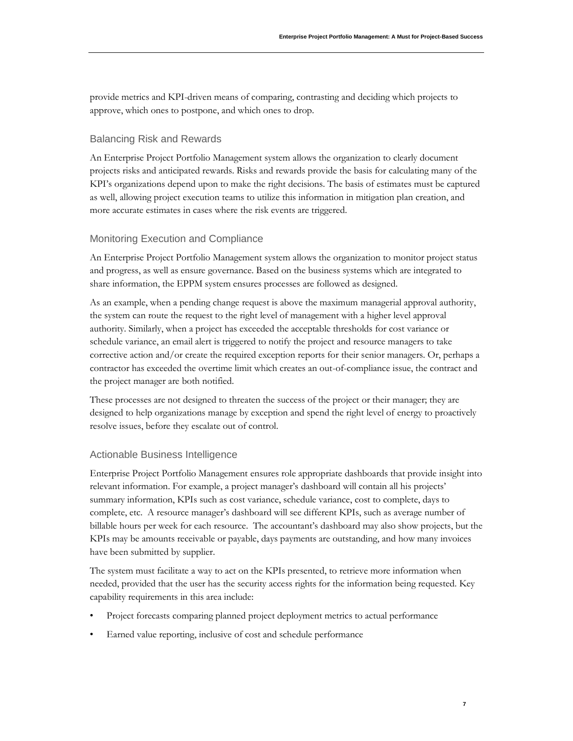provide metrics and KPI-driven means of comparing, contrasting and deciding which projects to approve, which ones to postpone, and which ones to drop.

### Balancing Risk and Rewards

An Enterprise Project Portfolio Management system allows the organization to clearly document projects risks and anticipated rewards. Risks and rewards provide the basis for calculating many of the KPI's organizations depend upon to make the right decisions. The basis of estimates must be captured as well, allowing project execution teams to utilize this information in mitigation plan creation, and more accurate estimates in cases where the risk events are triggered.

### Monitoring Execution and Compliance

An Enterprise Project Portfolio Management system allows the organization to monitor project status and progress, as well as ensure governance. Based on the business systems which are integrated to share information, the EPPM system ensures processes are followed as designed.

As an example, when a pending change request is above the maximum managerial approval authority, the system can route the request to the right level of management with a higher level approval authority. Similarly, when a project has exceeded the acceptable thresholds for cost variance or schedule variance, an email alert is triggered to notify the project and resource managers to take corrective action and/or create the required exception reports for their senior managers. Or, perhaps a contractor has exceeded the overtime limit which creates an out-of-compliance issue, the contract and the project manager are both notified.

These processes are not designed to threaten the success of the project or their manager; they are designed to help organizations manage by exception and spend the right level of energy to proactively resolve issues, before they escalate out of control.

### Actionable Business Intelligence

Enterprise Project Portfolio Management ensures role appropriate dashboards that provide insight into relevant information. For example, a project manager's dashboard will contain all his projects' summary information, KPIs such as cost variance, schedule variance, cost to complete, days to complete, etc. A resource manager's dashboard will see different KPIs, such as average number of billable hours per week for each resource. The accountant's dashboard may also show projects, but the KPIs may be amounts receivable or payable, days payments are outstanding, and how many invoices have been submitted by supplier.

The system must facilitate a way to act on the KPIs presented, to retrieve more information when needed, provided that the user has the security access rights for the information being requested. Key capability requirements in this area include:

- Project forecasts comparing planned project deployment metrics to actual performance
- Earned value reporting, inclusive of cost and schedule performance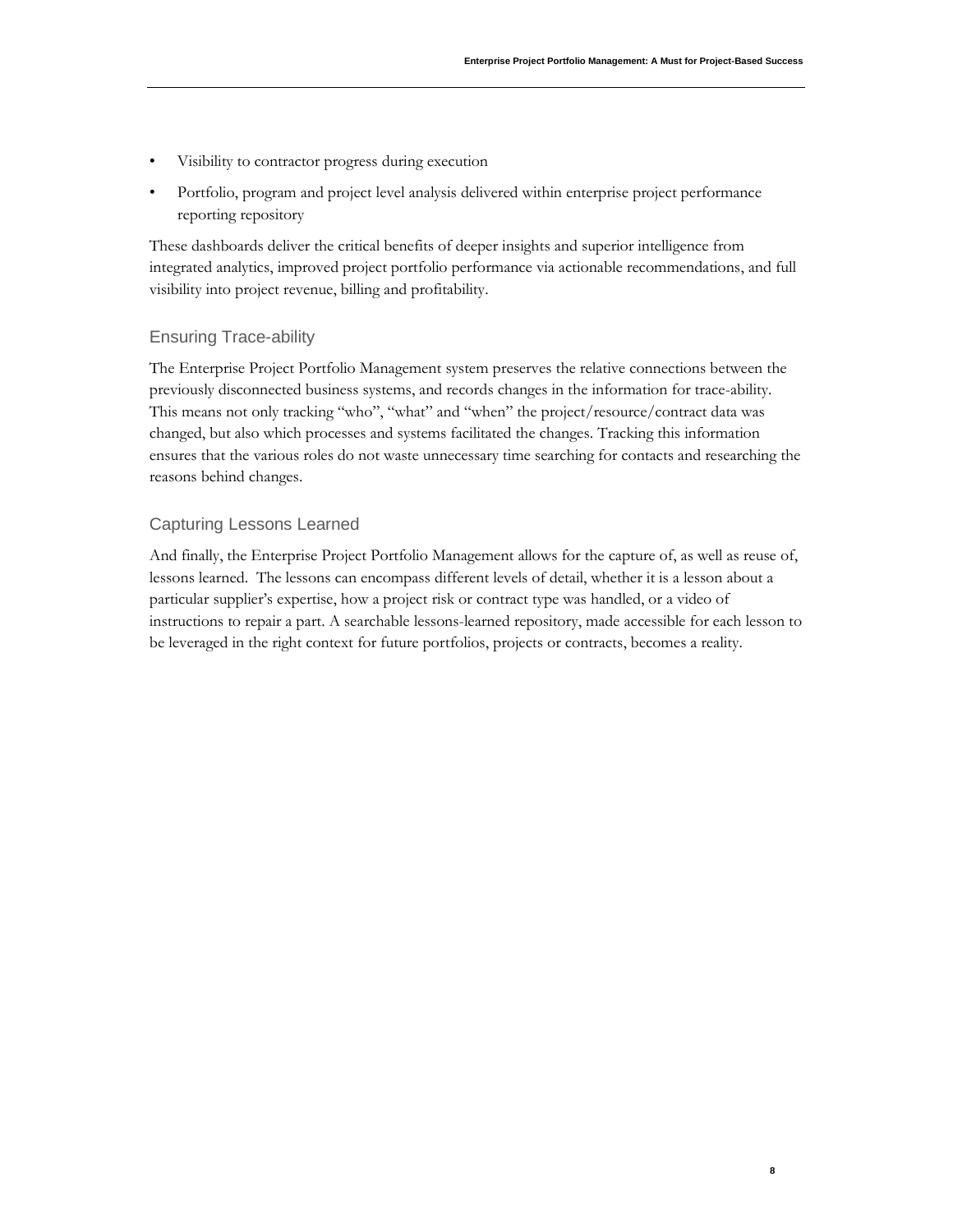- Visibility to contractor progress during execution
- Portfolio, program and project level analysis delivered within enterprise project performance reporting repository

These dashboards deliver the critical benefits of deeper insights and superior intelligence from integrated analytics, improved project portfolio performance via actionable recommendations, and full visibility into project revenue, billing and profitability.

## Ensuring Trace-ability

The Enterprise Project Portfolio Management system preserves the relative connections between the previously disconnected business systems, and records changes in the information for trace-ability. This means not only tracking "who", "what" and "when" the project/resource/contract data was changed, but also which processes and systems facilitated the changes. Tracking this information ensures that the various roles do not waste unnecessary time searching for contacts and researching the reasons behind changes.

## Capturing Lessons Learned

And finally, the Enterprise Project Portfolio Management allows for the capture of, as well as reuse of, lessons learned. The lessons can encompass different levels of detail, whether it is a lesson about a particular supplier's expertise, how a project risk or contract type was handled, or a video of instructions to repair a part. A searchable lessons-learned repository, made accessible for each lesson to be leveraged in the right context for future portfolios, projects or contracts, becomes a reality.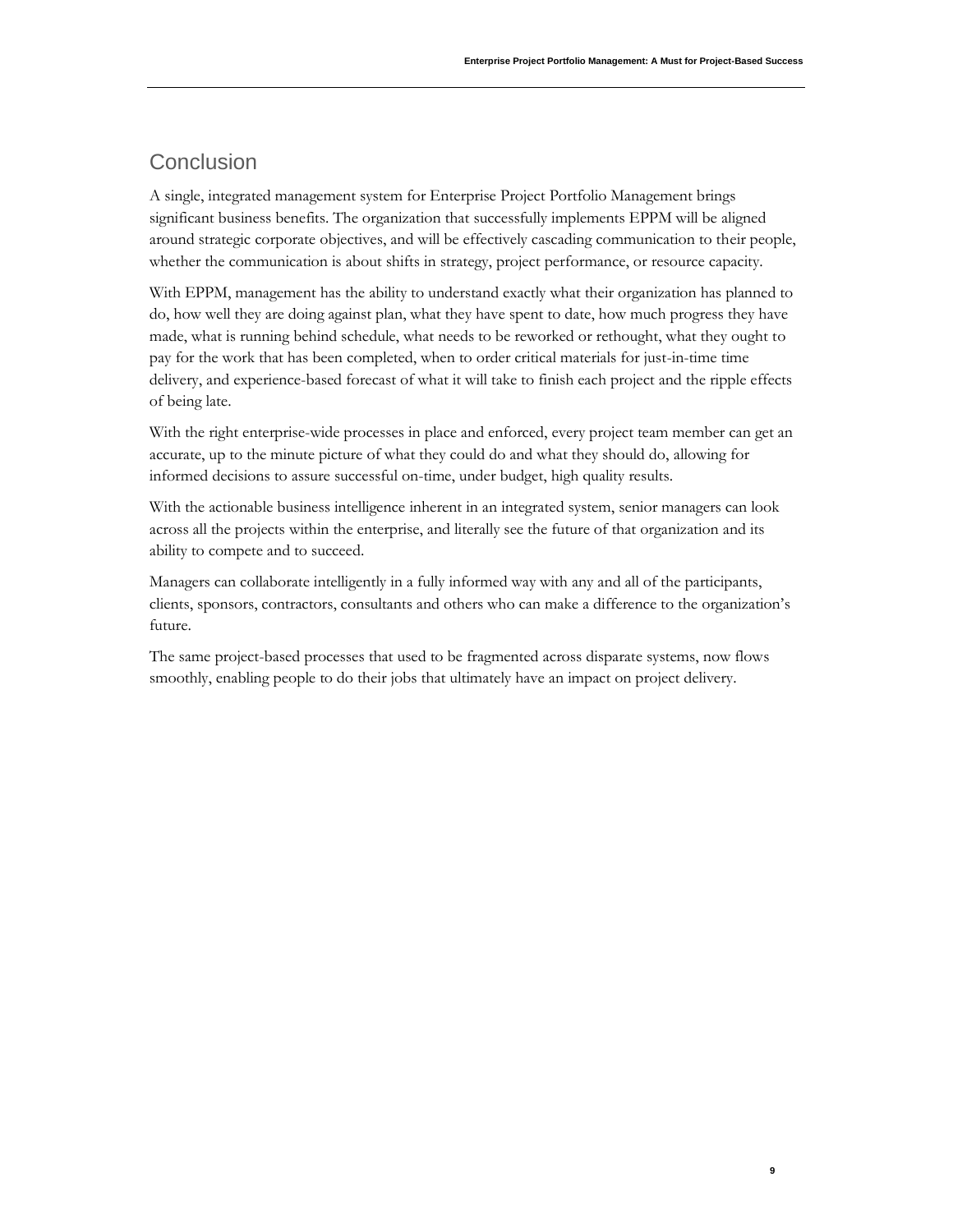## Conclusion

A single, integrated management system for Enterprise Project Portfolio Management brings significant business benefits. The organization that successfully implements EPPM will be aligned around strategic corporate objectives, and will be effectively cascading communication to their people, whether the communication is about shifts in strategy, project performance, or resource capacity.

With EPPM, management has the ability to understand exactly what their organization has planned to do, how well they are doing against plan, what they have spent to date, how much progress they have made, what is running behind schedule, what needs to be reworked or rethought, what they ought to pay for the work that has been completed, when to order critical materials for just-in-time time delivery, and experience-based forecast of what it will take to finish each project and the ripple effects of being late.

With the right enterprise-wide processes in place and enforced, every project team member can get an accurate, up to the minute picture of what they could do and what they should do, allowing for informed decisions to assure successful on-time, under budget, high quality results.

With the actionable business intelligence inherent in an integrated system, senior managers can look across all the projects within the enterprise, and literally see the future of that organization and its ability to compete and to succeed.

Managers can collaborate intelligently in a fully informed way with any and all of the participants, clients, sponsors, contractors, consultants and others who can make a difference to the organization's future.

The same project-based processes that used to be fragmented across disparate systems, now flows smoothly, enabling people to do their jobs that ultimately have an impact on project delivery.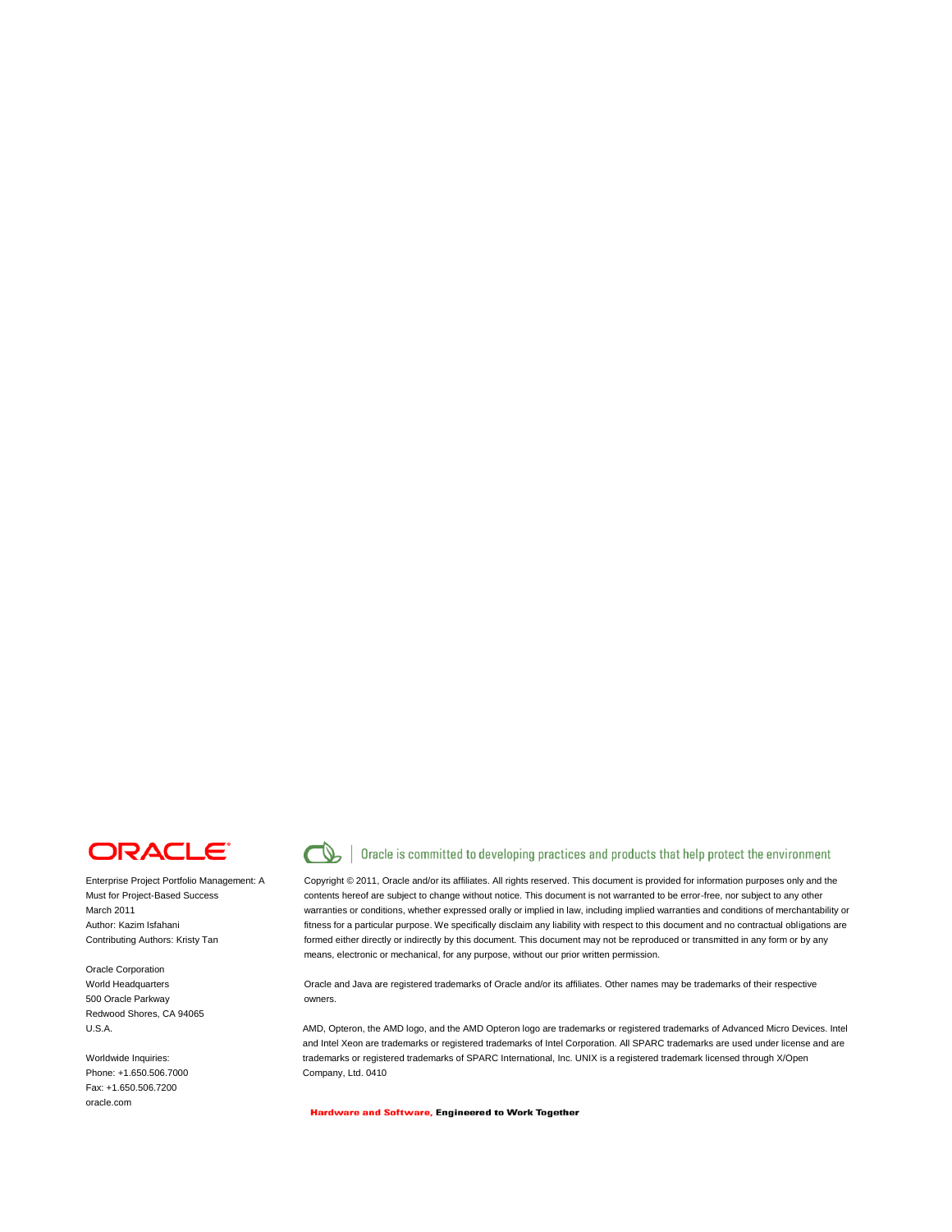ORACLE

Oracle is committed to developing practices and products that help protect the environment

Enterprise Project Portfolio Management: A Must for Project-Based Success
March 2011
Author: Kazim Isfahani
Contributing Authors: Kristy Tan

Oracle Corporation
World Headquarters
500 Oracle Parkway
Redwood Shores, CA 94065
U.S.A.

Worldwide Inquiries:
Phone: +1.650.506.7000
Fax: +1.650.506.7200
oracle.com

Copyright © 2011, Oracle and/or its affiliates. All rights reserved. This document is provided for information purposes only and the contents hereof are subject to change without notice. This document is not warranted to be error-free, nor subject to any other warranties or conditions, whether expressed orally or implied in law, including implied warranties and conditions of merchantability or fitness for a particular purpose. We specifically disclaim any liability with respect to this document and no contractual obligations are formed either directly or indirectly by this document. This document may not be reproduced or transmitted in any form or by any means, electronic or mechanical, for any purpose, without our prior written permission.

Oracle and Java are registered trademarks of Oracle and/or its affiliates. Other names may be trademarks of their respective owners.

AMD, Opteron, the AMD logo, and the AMD Opteron logo are trademarks or registered trademarks of Advanced Micro Devices. Intel and Intel Xeon are trademarks or registered trademarks of Intel Corporation. All SPARC trademarks are used under license and are trademarks or registered trademarks of SPARC International, Inc. UNIX is a registered trademark licensed through X/Open Company, Ltd. 0410

**Hardware and Software, Engineered to Work Together**